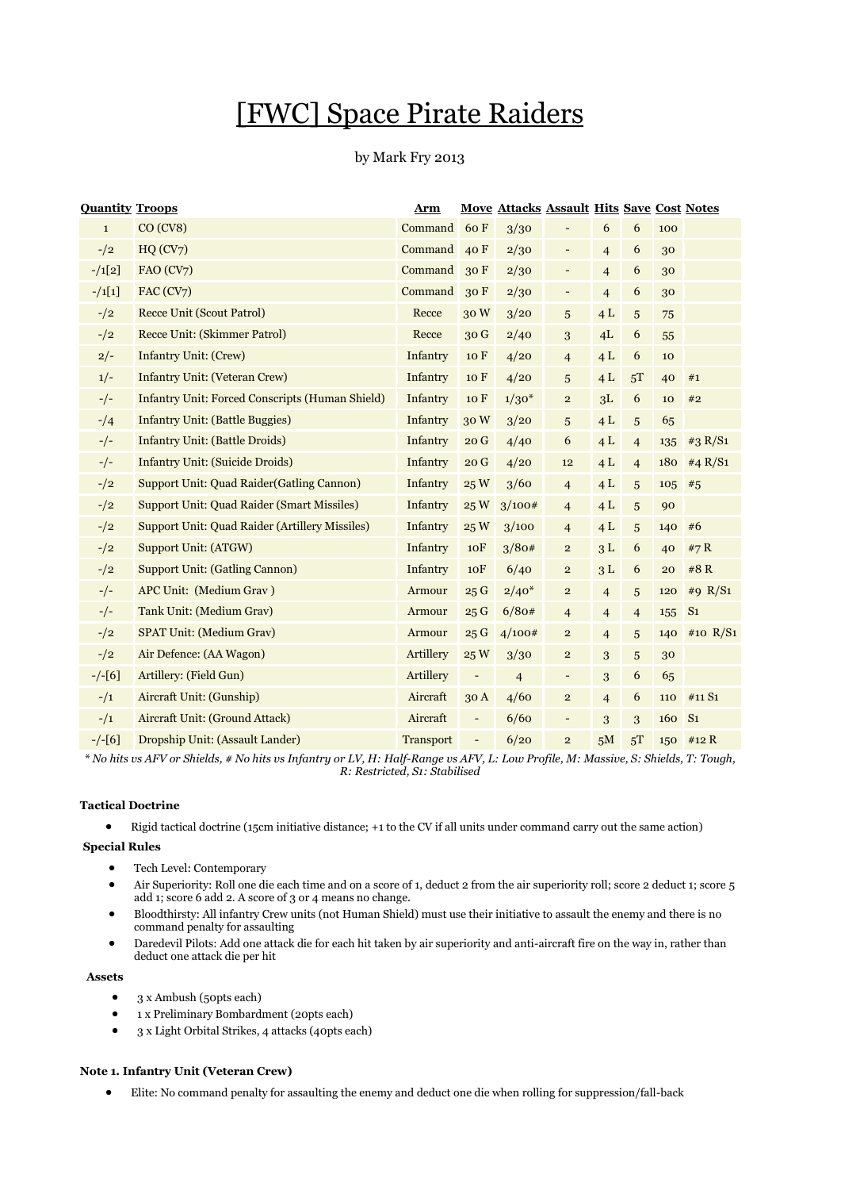# [FWC] Space Pirate Raiders

by Mark Fry 2013

| Quantity | Troops | Arm | Move | Attacks | Assault | Hits | Save | Cost | Notes |
|---|---|---|---|---|---|---|---|---|---|
| 1 | CO (CV8) | Command | 60 F | 3/30 | - | 6 | 6 | 100 | |
| -/2 | HQ (CV7) | Command | 40 F | 2/30 | - | 4 | 6 | 30 | |
| -/1[2] | FAO (CV7) | Command | 30 F | 2/30 | - | 4 | 6 | 30 | |
| -/1[1] | FAC (CV7) | Command | 30 F | 2/30 | - | 4 | 6 | 30 | |
| -/2 | Recce Unit (Scout Patrol) | Recce | 30 W | 3/20 | 5 | 4 L | 5 | 75 | |
| -/2 | Recce Unit: (Skimmer Patrol) | Recce | 30 G | 2/40 | 3 | 4L | 6 | 55 | |
| 2/- | Infantry Unit: (Crew) | Infantry | 10 F | 4/20 | 4 | 4 L | 6 | 10 | |
| 1/- | Infantry Unit: (Veteran Crew) | Infantry | 10 F | 4/20 | 5 | 4 L | 5T | 40 | #1 |
| -/- | Infantry Unit: Forced Conscripts (Human Shield) | Infantry | 10 F | 1/30* | 2 | 3L | 6 | 10 | #2 |
| -/4 | Infantry Unit: (Battle Buggies) | Infantry | 30 W | 3/20 | 5 | 4 L | 5 | 65 | |
| -/- | Infantry Unit: (Battle Droids) | Infantry | 20 G | 4/40 | 6 | 4 L | 4 | 135 | #3 R/S1 |
| -/- | Infantry Unit: (Suicide Droids) | Infantry | 20 G | 4/20 | 12 | 4 L | 4 | 180 | #4 R/S1 |
| -/2 | Support Unit: Quad Raider(Gatling Cannon) | Infantry | 25 W | 3/60 | 4 | 4 L | 5 | 105 | #5 |
| -/2 | Support Unit: Quad Raider (Smart Missiles) | Infantry | 25 W | 3/100# | 4 | 4 L | 5 | 90 | |
| -/2 | Support Unit: Quad Raider (Artillery Missiles) | Infantry | 25 W | 3/100 | 4 | 4 L | 5 | 140 | #6 |
| -/2 | Support Unit: (ATGW) | Infantry | 10F | 3/80# | 2 | 3 L | 6 | 40 | #7 R |
| -/2 | Support Unit: (Gatling Cannon) | Infantry | 10F | 6/40 | 2 | 3 L | 6 | 20 | #8 R |
| -/- | APC Unit: (Medium Grav ) | Armour | 25 G | 2/40* | 2 | 4 | 5 | 120 | #9 R/S1 |
| -/- | Tank Unit: (Medium Grav) | Armour | 25 G | 6/80# | 4 | 4 | 4 | 155 | S1 |
| -/2 | SPAT Unit: (Medium Grav) | Armour | 25 G | 4/100# | 2 | 4 | 5 | 140 | #10 R/S1 |
| -/2 | Air Defence: (AA Wagon) | Artillery | 25 W | 3/30 | 2 | 3 | 5 | 30 | |
| -/-[6] | Artillery: (Field Gun) | Artillery | - | 4 | - | 3 | 6 | 65 | |
| -/1 | Aircraft Unit: (Gunship) | Aircraft | 30 A | 4/60 | 2 | 4 | 6 | 110 | #11 S1 |
| -/1 | Aircraft Unit: (Ground Attack) | Aircraft | - | 6/60 | - | 3 | 3 | 160 | S1 |
| -/-[6] | Dropship Unit: (Assault Lander) | Transport | - | 6/20 | 2 | 5M | 5T | 150 | #12 R |

*\* No hits vs AFV or Shields, # No hits vs Infantry or LV, H: Half-Range vs AFV, L: Low Profile, M: Massive, S: Shields, T: Tough, R: Restricted, S1: Stabilised*

**Tactical Doctrine**

- Rigid tactical doctrine (15cm initiative distance; +1 to the CV if all units under command carry out the same action)

**Special Rules**

- Tech Level: Contemporary
- Air Superiority: Roll one die each time and on a score of 1, deduct 2 from the air superiority roll; score 2 deduct 1; score 5 add 1; score 6 add 2. A score of 3 or 4 means no change.
- Bloodthirsty: All infantry Crew units (not Human Shield) must use their initiative to assault the enemy and there is no command penalty for assaulting
- Daredevil Pilots: Add one attack die for each hit taken by air superiority and anti-aircraft fire on the way in, rather than deduct one attack die per hit

**Assets**

- 3 x Ambush (50pts each)
- 1 x Preliminary Bombardment (20pts each)
- 3 x Light Orbital Strikes, 4 attacks (40pts each)

**Note 1. Infantry Unit (Veteran Crew)**

- Elite: No command penalty for assaulting the enemy and deduct one die when rolling for suppression/fall-back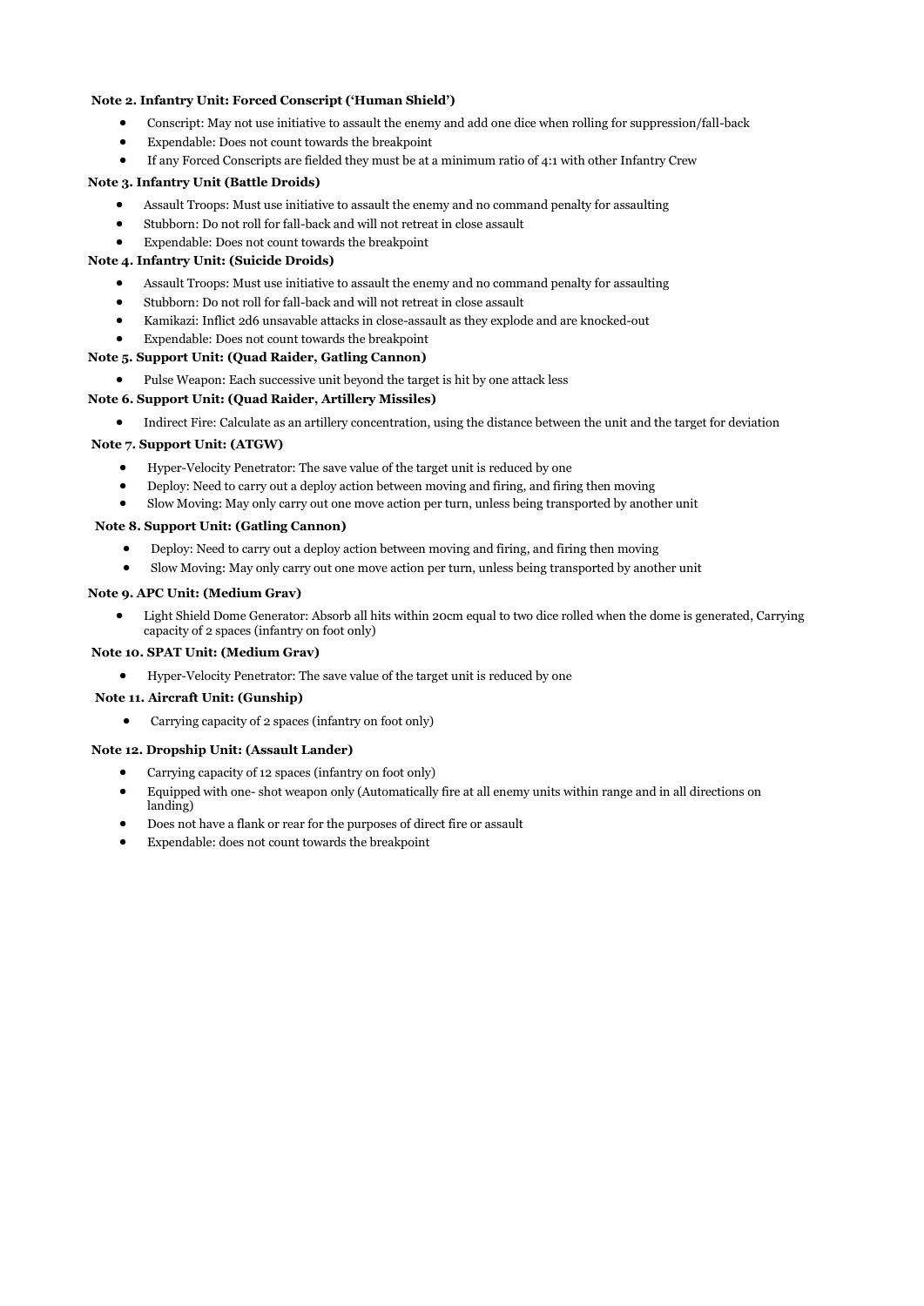**Note 2. Infantry Unit: Forced Conscript ('Human Shield')**

- Conscript: May not use initiative to assault the enemy and add one dice when rolling for suppression/fall-back
- Expendable: Does not count towards the breakpoint
- If any Forced Conscripts are fielded they must be at a minimum ratio of 4:1 with other Infantry Crew

**Note 3. Infantry Unit (Battle Droids)**

- Assault Troops: Must use initiative to assault the enemy and no command penalty for assaulting
- Stubborn: Do not roll for fall-back and will not retreat in close assault
- Expendable: Does not count towards the breakpoint

**Note 4. Infantry Unit: (Suicide Droids)**

- Assault Troops: Must use initiative to assault the enemy and no command penalty for assaulting
- Stubborn: Do not roll for fall-back and will not retreat in close assault
- Kamikazi: Inflict 2d6 unsavable attacks in close-assault as they explode and are knocked-out
- Expendable: Does not count towards the breakpoint

**Note 5. Support Unit: (Quad Raider, Gatling Cannon)**

- Pulse Weapon: Each successive unit beyond the target is hit by one attack less

**Note 6. Support Unit: (Quad Raider, Artillery Missiles)**

- Indirect Fire: Calculate as an artillery concentration, using the distance between the unit and the target for deviation

**Note 7. Support Unit: (ATGW)**

- Hyper-Velocity Penetrator: The save value of the target unit is reduced by one
- Deploy: Need to carry out a deploy action between moving and firing, and firing then moving
- Slow Moving: May only carry out one move action per turn, unless being transported by another unit

**Note 8. Support Unit: (Gatling Cannon)**

- Deploy: Need to carry out a deploy action between moving and firing, and firing then moving
- Slow Moving: May only carry out one move action per turn, unless being transported by another unit

**Note 9. APC Unit: (Medium Grav)**

- Light Shield Dome Generator: Absorb all hits within 20cm equal to two dice rolled when the dome is generated, Carrying capacity of 2 spaces (infantry on foot only)

**Note 10. SPAT Unit: (Medium Grav)**

- Hyper-Velocity Penetrator: The save value of the target unit is reduced by one

**Note 11. Aircraft Unit: (Gunship)**

- Carrying capacity of 2 spaces (infantry on foot only)

**Note 12. Dropship Unit: (Assault Lander)**

- Carrying capacity of 12 spaces (infantry on foot only)
- Equipped with one- shot weapon only (Automatically fire at all enemy units within range and in all directions on landing)
- Does not have a flank or rear for the purposes of direct fire or assault
- Expendable: does not count towards the breakpoint